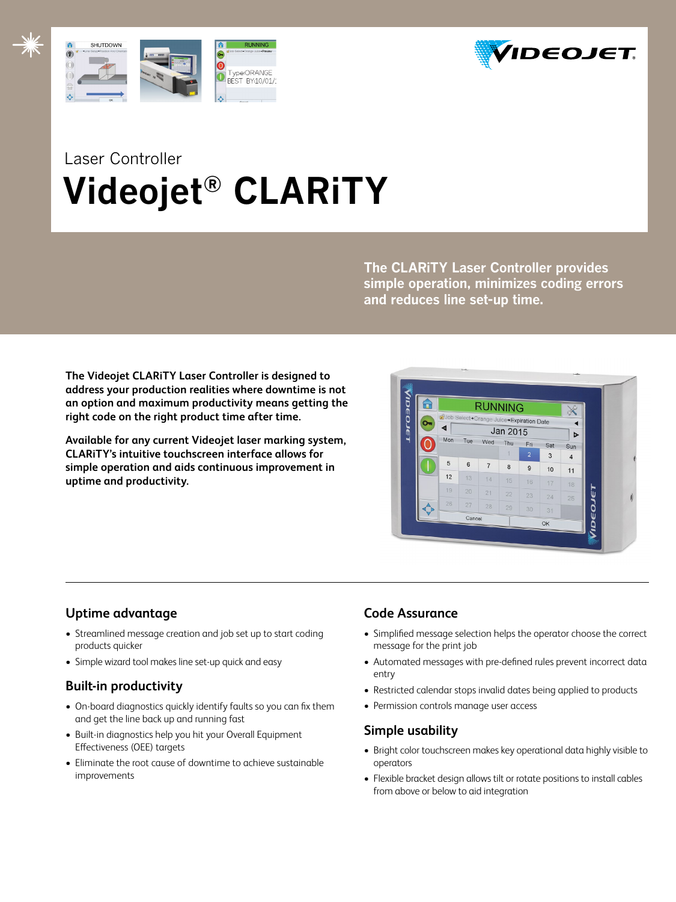Laser Controller

# Videojet® CLARiTY

**The CLARiTY Laser Controller provides simple operation, minimizes coding errors and reduces line set-up time.**

**The Videojet CLARiTY Laser Controller is designed to address your production realities where downtime is not an option and maximum productivity means getting the right code on the right product time after time.**

**Available for any current Videojet laser marking system, CLARiTY's intuitive touchscreen interface allows for simple operation and aids continuous improvement in uptime and productivity.**

## Uptime advantage

- Streamlined message creation and job set up to start coding products quicker
- Simple wizard tool makes line set-up quick and easy

## Built-in productivity

- On-board diagnostics quickly identify faults so you can fix them and get the line back up and running fast
- Built-in diagnostics help you hit your Overall Equipment Effectiveness (OEE) targets
- Eliminate the root cause of downtime to achieve sustainable improvements

## Code Assurance

- Simplified message selection helps the operator choose the correct message for the print job
- Automated messages with pre-defined rules prevent incorrect data entry
- Restricted calendar stops invalid dates being applied to products
- Permission controls manage user access

## Simple usability

- Bright color touchscreen makes key operational data highly visible to operators
- Flexible bracket design allows tilt or rotate positions to install cables from above or below to aid integration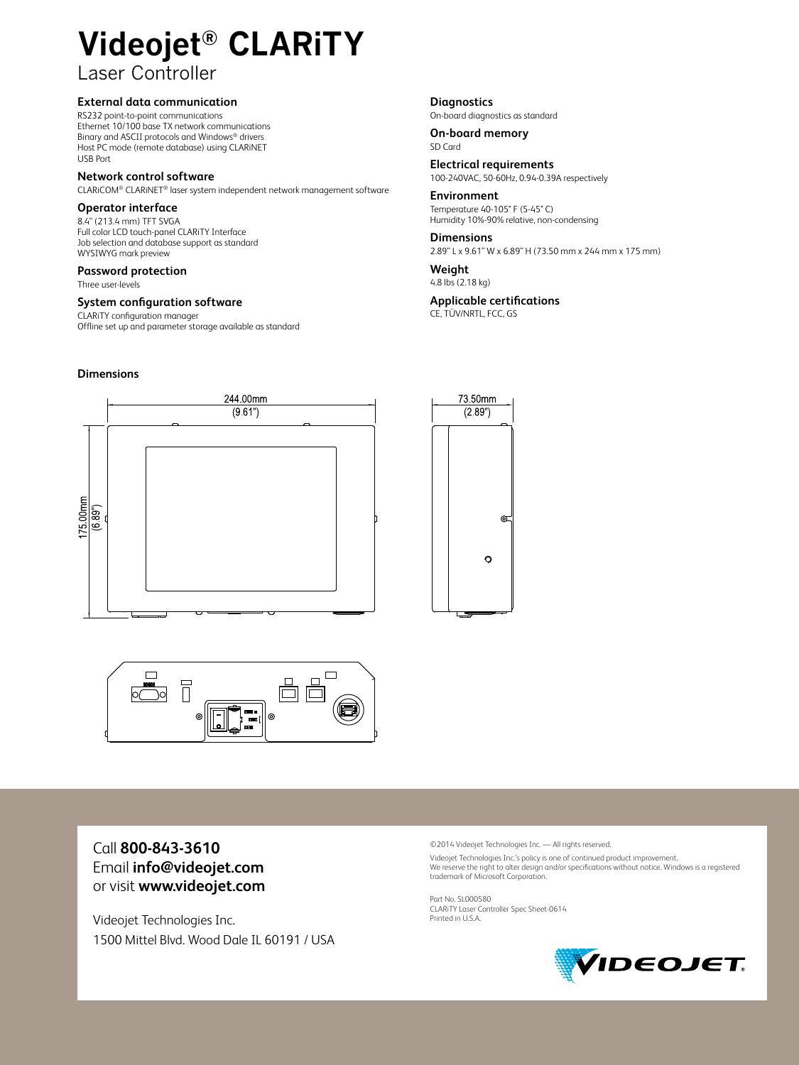# Videojet® CLARiTY

## Laser Controller

### External data communication

RS232 point-to-point communications
Ethernet 10/100 base TX network communications
Binary and ASCII protocols and Windows® drivers
Host PC mode (remote database) using CLARiNET
USB Port

### Network control software

CLARiCOM® CLARiNET® laser system independent network management software

### Operator interface

8.4" (213.4 mm) TFT SVGA
Full color LCD touch-panel CLARiTY Interface
Job selection and database support as standard
WYSIWYG mark preview

### Password protection

Three user-levels

### System configuration software

CLARiTY configuration manager
Offline set up and parameter storage available as standard

### Diagnostics

On-board diagnostics as standard

### On-board memory

SD Card

### Electrical requirements

100-240VAC, 50-60Hz, 0.94-0.39A respectively

### Environment

Temperature 40-105° F (5-45° C)
Humidity 10%-90% relative, non-condensing

### Dimensions

2.89" L x 9.61" W x 6.89" H (73.50 mm x 244 mm x 175 mm)

### Weight

4.8 lbs (2.18 kg)

### Applicable certifications

CE, TÜV/NRTL, FCC, GS

### Dimensions

244.00mm
(9.61")

175.00mm
(6.89")

73.50mm
(2.89")

Call **800-843-3610**
Email **info@videojet.com**
or visit **www.videojet.com**

Videojet Technologies Inc.
1500 Mittel Blvd. Wood Dale IL 60191 / USA

©2014 Videojet Technologies Inc. — All rights reserved.

Videojet Technologies Inc.'s policy is one of continued product improvement. We reserve the right to alter design and/or specifications without notice. Windows is a registered trademark of Microsoft Corporation.

Part No. SL000580
CLARiTY Laser Controller Spec Sheet-0614
Printed in U.S.A.

VIDEOJET.